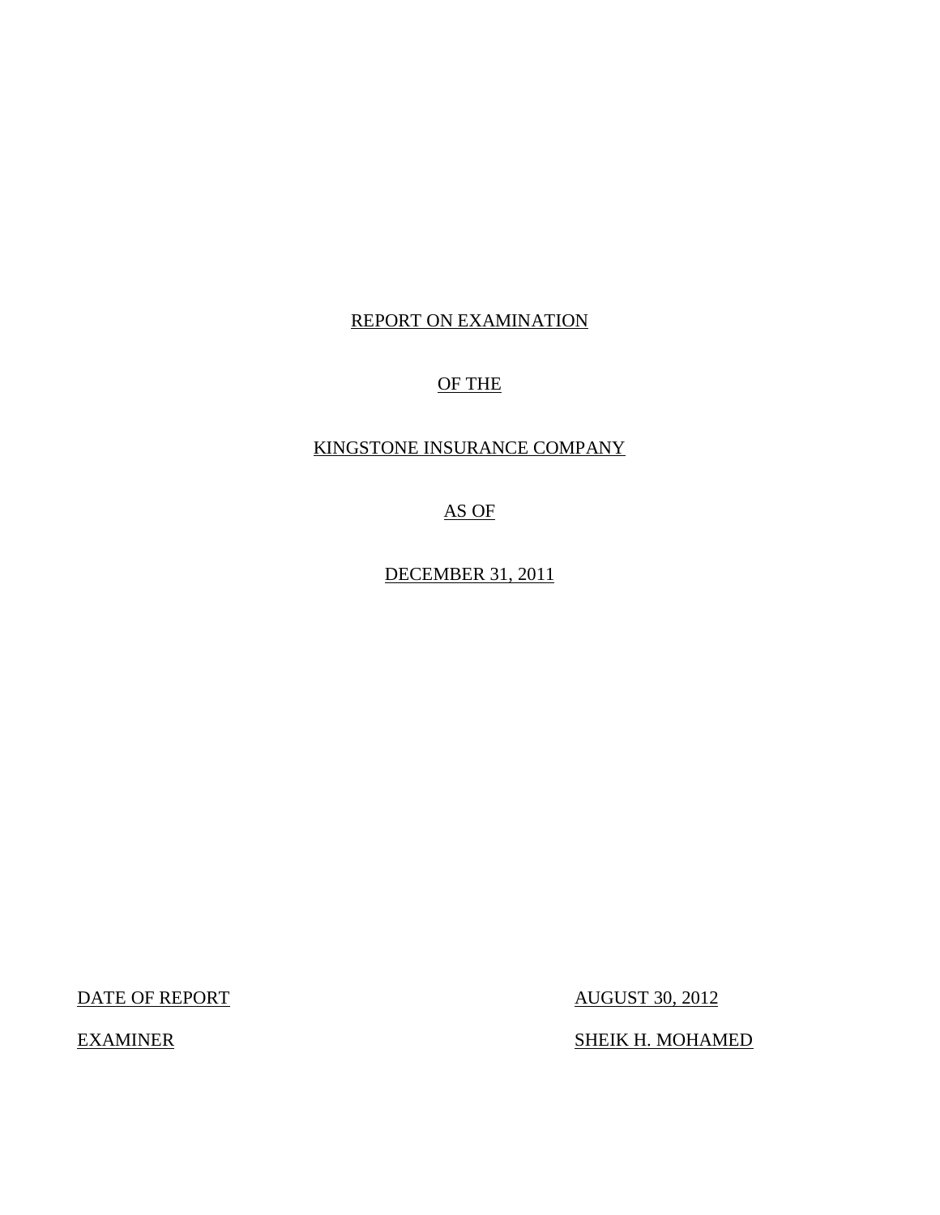REPORT ON EXAMINATION

OF THE

KINGSTONE INSURANCE COMPANY

AS OF

DECEMBER 31, 2011

| | |
|---|---|
| DATE OF REPORT | AUGUST 30, 2012 |
| EXAMINER | SHEIK H. MOHAMED |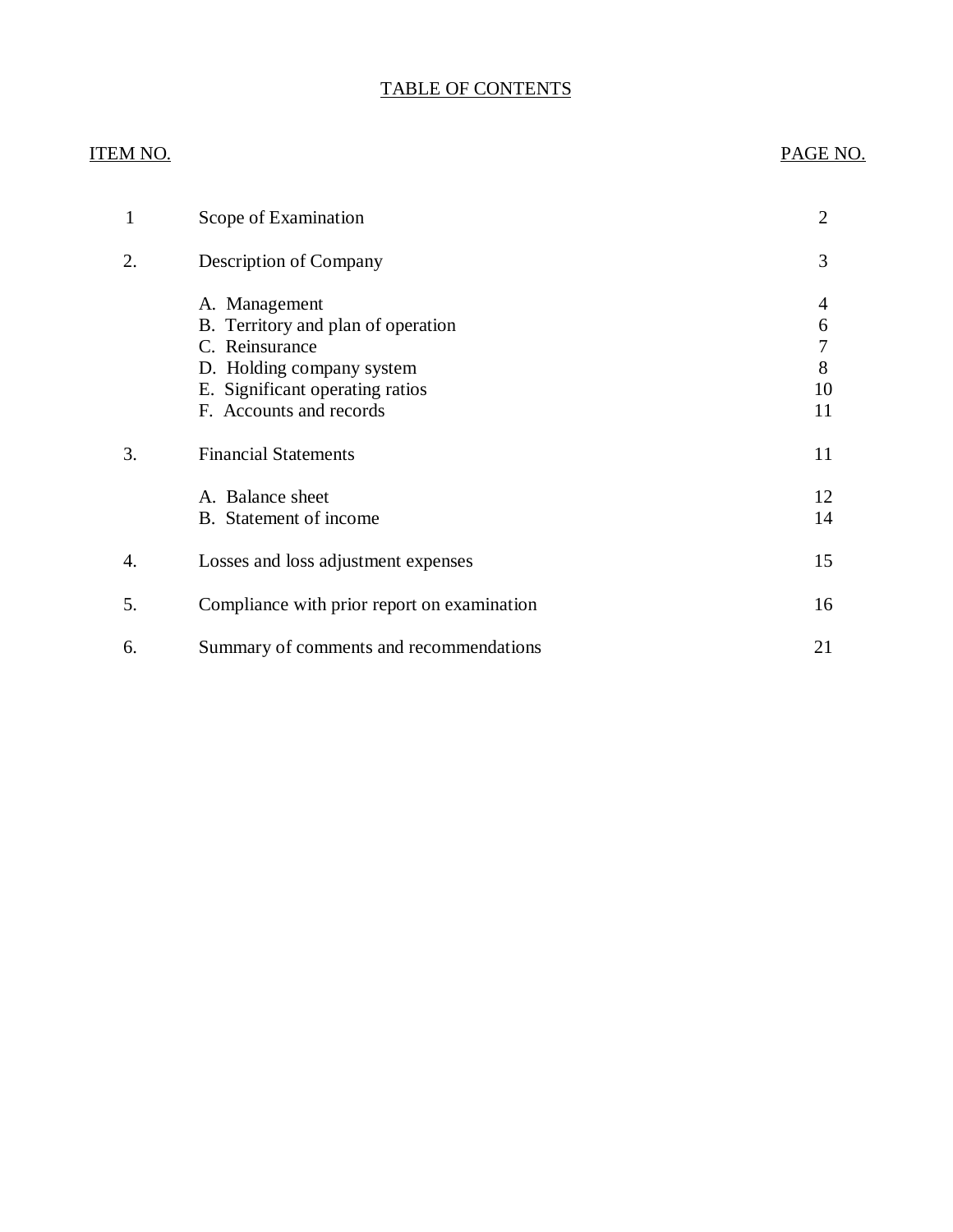# TABLE OF CONTENTS

| ITEM NO. | | PAGE NO. |
|---|---|---|
| 1 | Scope of Examination | 2 |
| 2. | Description of Company | 3 |
| | A. Management | 4 |
| | B. Territory and plan of operation | 6 |
| | C. Reinsurance | 7 |
| | D. Holding company system | 8 |
| | E. Significant operating ratios | 10 |
| | F. Accounts and records | 11 |
| 3. | Financial Statements | 11 |
| | A. Balance sheet | 12 |
| | B. Statement of income | 14 |
| 4. | Losses and loss adjustment expenses | 15 |
| 5. | Compliance with prior report on examination | 16 |
| 6. | Summary of comments and recommendations | 21 |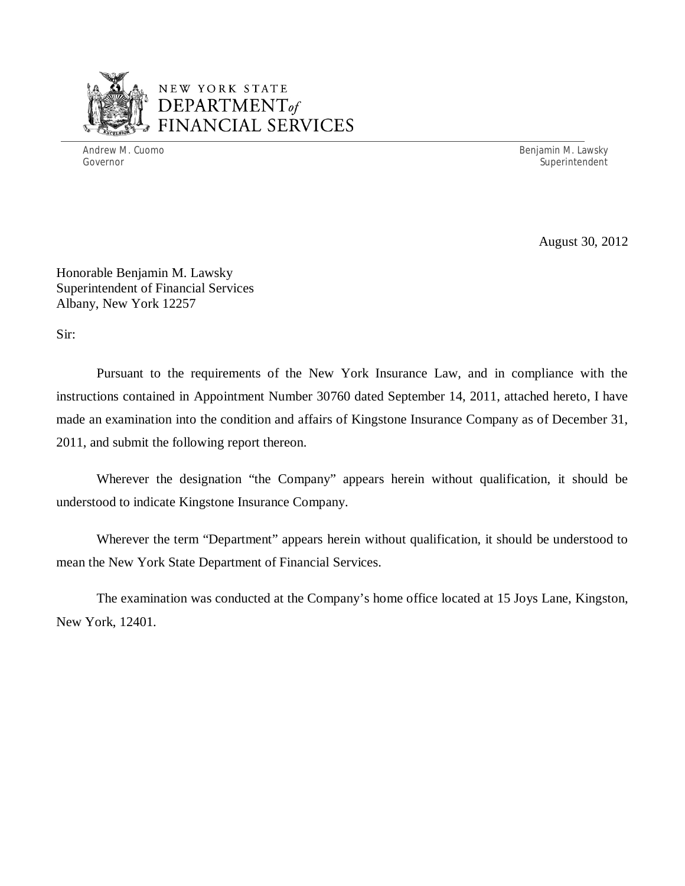NEW YORK STATE
DEPARTMENT of
FINANCIAL SERVICES

Andrew M. Cuomo
Governor

Benjamin M. Lawsky
Superintendent

August 30, 2012

Honorable Benjamin M. Lawsky
Superintendent of Financial Services
Albany, New York 12257

Sir:

Pursuant to the requirements of the New York Insurance Law, and in compliance with the instructions contained in Appointment Number 30760 dated September 14, 2011, attached hereto, I have made an examination into the condition and affairs of Kingstone Insurance Company as of December 31, 2011, and submit the following report thereon.

Wherever the designation "the Company" appears herein without qualification, it should be understood to indicate Kingstone Insurance Company.

Wherever the term "Department" appears herein without qualification, it should be understood to mean the New York State Department of Financial Services.

The examination was conducted at the Company's home office located at 15 Joys Lane, Kingston, New York, 12401.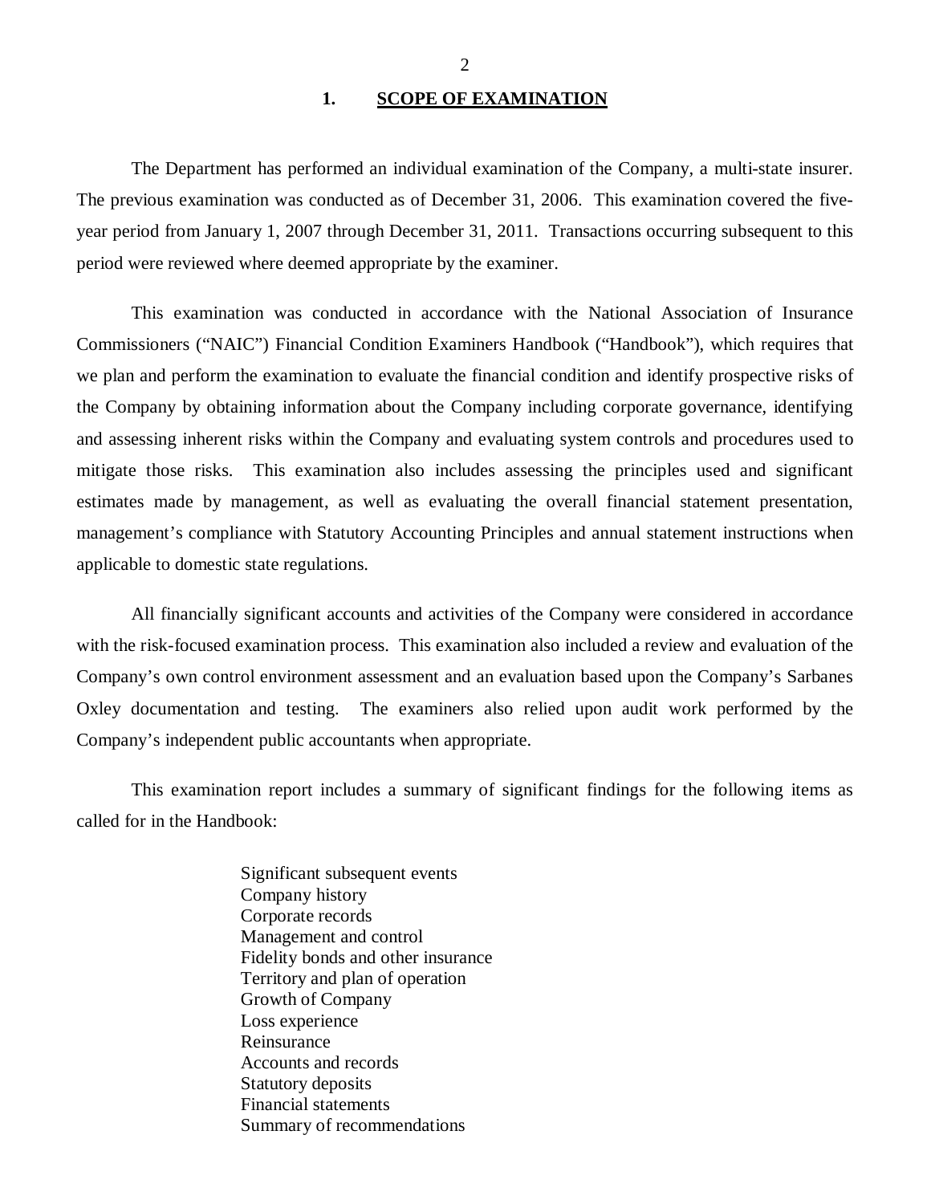## 1. SCOPE OF EXAMINATION

The Department has performed an individual examination of the Company, a multi-state insurer. The previous examination was conducted as of December 31, 2006. This examination covered the five-year period from January 1, 2007 through December 31, 2011. Transactions occurring subsequent to this period were reviewed where deemed appropriate by the examiner.

This examination was conducted in accordance with the National Association of Insurance Commissioners ("NAIC") Financial Condition Examiners Handbook ("Handbook"), which requires that we plan and perform the examination to evaluate the financial condition and identify prospective risks of the Company by obtaining information about the Company including corporate governance, identifying and assessing inherent risks within the Company and evaluating system controls and procedures used to mitigate those risks. This examination also includes assessing the principles used and significant estimates made by management, as well as evaluating the overall financial statement presentation, management's compliance with Statutory Accounting Principles and annual statement instructions when applicable to domestic state regulations.

All financially significant accounts and activities of the Company were considered in accordance with the risk-focused examination process. This examination also included a review and evaluation of the Company's own control environment assessment and an evaluation based upon the Company's Sarbanes Oxley documentation and testing. The examiners also relied upon audit work performed by the Company's independent public accountants when appropriate.

This examination report includes a summary of significant findings for the following items as called for in the Handbook:

- Significant subsequent events
- Company history
- Corporate records
- Management and control
- Fidelity bonds and other insurance
- Territory and plan of operation
- Growth of Company
- Loss experience
- Reinsurance
- Accounts and records
- Statutory deposits
- Financial statements
- Summary of recommendations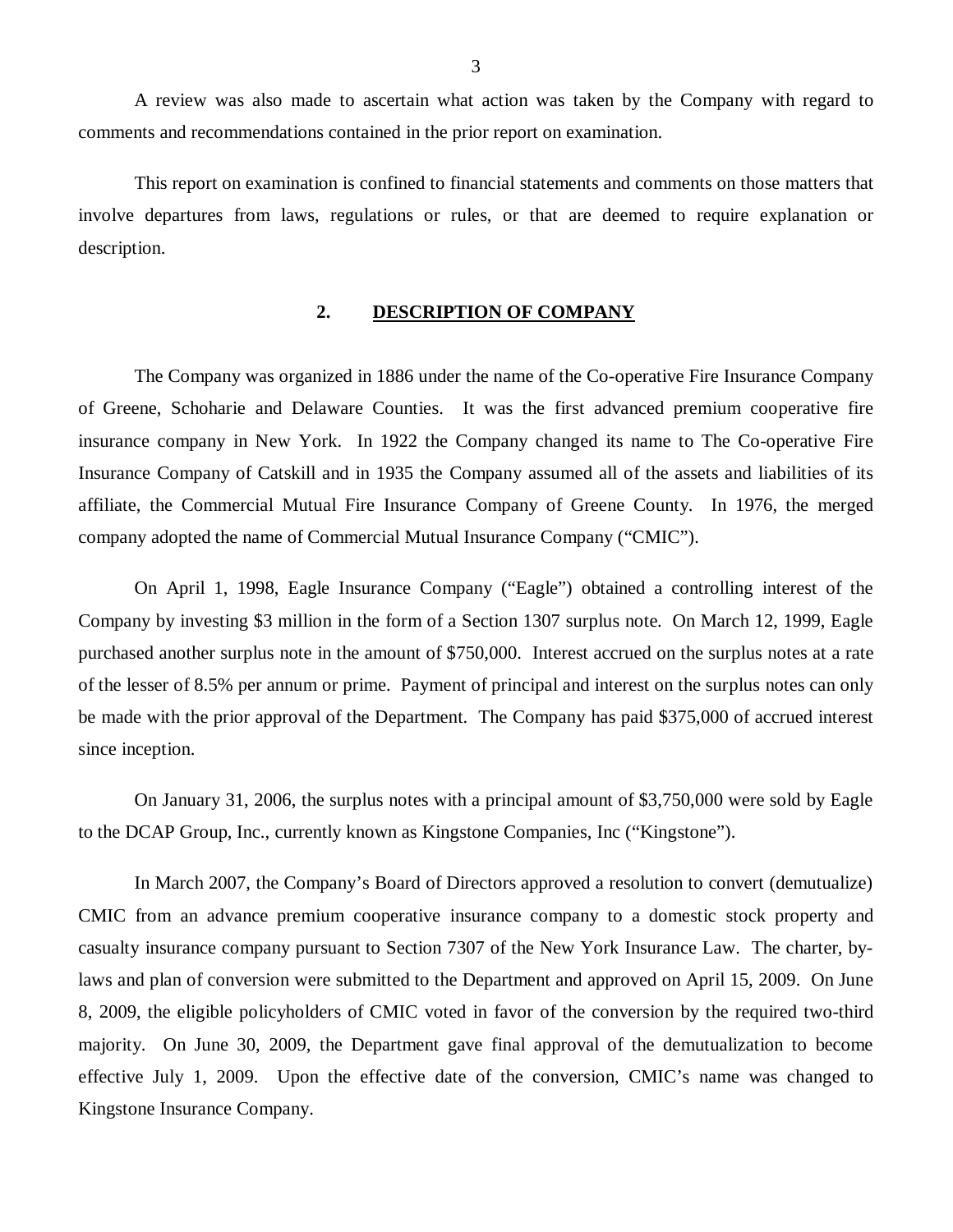A review was also made to ascertain what action was taken by the Company with regard to comments and recommendations contained in the prior report on examination.

This report on examination is confined to financial statements and comments on those matters that involve departures from laws, regulations or rules, or that are deemed to require explanation or description.

## 2. DESCRIPTION OF COMPANY

The Company was organized in 1886 under the name of the Co-operative Fire Insurance Company of Greene, Schoharie and Delaware Counties. It was the first advanced premium cooperative fire insurance company in New York. In 1922 the Company changed its name to The Co-operative Fire Insurance Company of Catskill and in 1935 the Company assumed all of the assets and liabilities of its affiliate, the Commercial Mutual Fire Insurance Company of Greene County. In 1976, the merged company adopted the name of Commercial Mutual Insurance Company ("CMIC").

On April 1, 1998, Eagle Insurance Company ("Eagle") obtained a controlling interest of the Company by investing $3 million in the form of a Section 1307 surplus note. On March 12, 1999, Eagle purchased another surplus note in the amount of $750,000. Interest accrued on the surplus notes at a rate of the lesser of 8.5% per annum or prime. Payment of principal and interest on the surplus notes can only be made with the prior approval of the Department. The Company has paid $375,000 of accrued interest since inception.

On January 31, 2006, the surplus notes with a principal amount of $3,750,000 were sold by Eagle to the DCAP Group, Inc., currently known as Kingstone Companies, Inc ("Kingstone").

In March 2007, the Company's Board of Directors approved a resolution to convert (demutualize) CMIC from an advance premium cooperative insurance company to a domestic stock property and casualty insurance company pursuant to Section 7307 of the New York Insurance Law. The charter, by-laws and plan of conversion were submitted to the Department and approved on April 15, 2009. On June 8, 2009, the eligible policyholders of CMIC voted in favor of the conversion by the required two-third majority. On June 30, 2009, the Department gave final approval of the demutualization to become effective July 1, 2009. Upon the effective date of the conversion, CMIC's name was changed to Kingstone Insurance Company.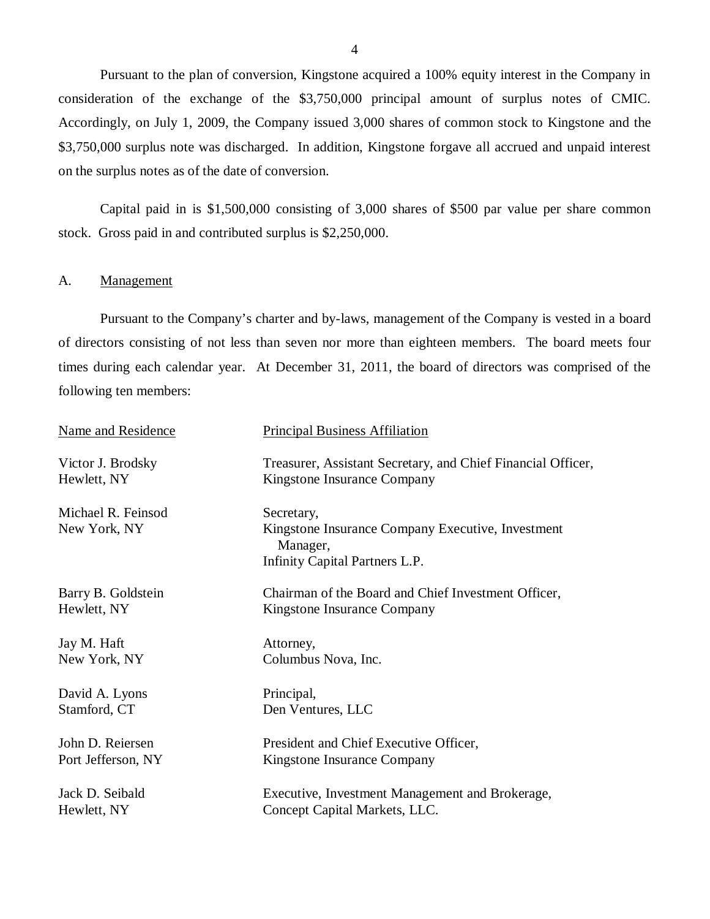Pursuant to the plan of conversion, Kingstone acquired a 100% equity interest in the Company in consideration of the exchange of the $3,750,000 principal amount of surplus notes of CMIC. Accordingly, on July 1, 2009, the Company issued 3,000 shares of common stock to Kingstone and the $3,750,000 surplus note was discharged. In addition, Kingstone forgave all accrued and unpaid interest on the surplus notes as of the date of conversion.

Capital paid in is $1,500,000 consisting of 3,000 shares of $500 par value per share common stock. Gross paid in and contributed surplus is $2,250,000.

## A. Management

Pursuant to the Company's charter and by-laws, management of the Company is vested in a board of directors consisting of not less than seven nor more than eighteen members. The board meets four times during each calendar year. At December 31, 2011, the board of directors was comprised of the following ten members:

| Name and Residence | Principal Business Affiliation |
|---|---|
| Victor J. Brodsky<br>Hewlett, NY | Treasurer, Assistant Secretary, and Chief Financial Officer,<br>Kingstone Insurance Company |
| Michael R. Feinsod<br>New York, NY | Secretary,<br>Kingstone Insurance Company Executive, Investment Manager,<br>Infinity Capital Partners L.P. |
| Barry B. Goldstein<br>Hewlett, NY | Chairman of the Board and Chief Investment Officer,<br>Kingstone Insurance Company |
| Jay M. Haft<br>New York, NY | Attorney,<br>Columbus Nova, Inc. |
| David A. Lyons<br>Stamford, CT | Principal,<br>Den Ventures, LLC |
| John D. Reiersen<br>Port Jefferson, NY | President and Chief Executive Officer,<br>Kingstone Insurance Company |
| Jack D. Seibald<br>Hewlett, NY | Executive, Investment Management and Brokerage,<br>Concept Capital Markets, LLC. |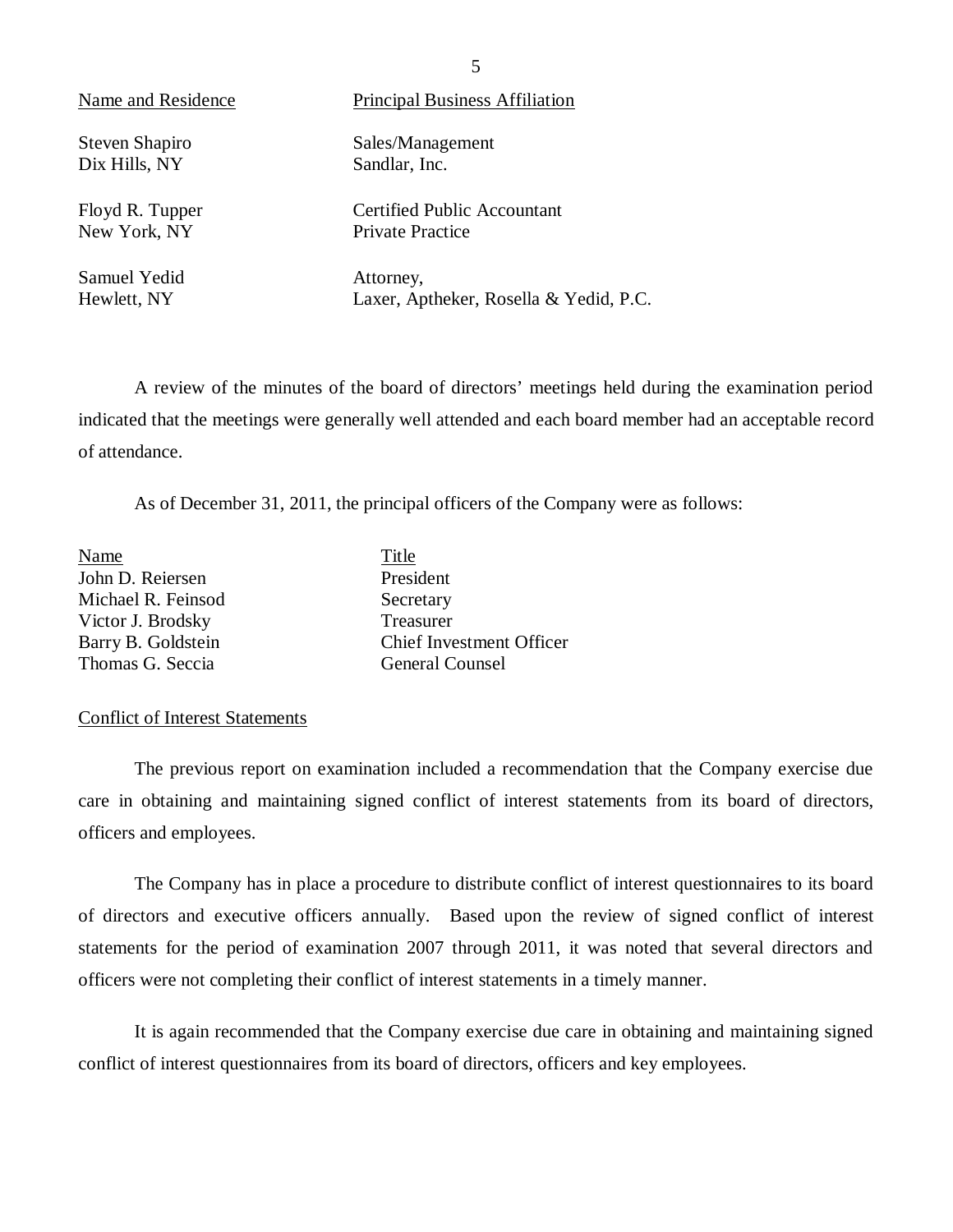| Name and Residence | Principal Business Affiliation |
|---|---|
| Steven Shapiro<br>Dix Hills, NY | Sales/Management<br>Sandlar, Inc. |
| Floyd R. Tupper<br>New York, NY | Certified Public Accountant<br>Private Practice |
| Samuel Yedid<br>Hewlett, NY | Attorney,<br>Laxer, Aptheker, Rosella & Yedid, P.C. |

A review of the minutes of the board of directors' meetings held during the examination period indicated that the meetings were generally well attended and each board member had an acceptable record of attendance.

As of December 31, 2011, the principal officers of the Company were as follows:

| Name | Title |
|---|---|
| John D. Reiersen | President |
| Michael R. Feinsod | Secretary |
| Victor J. Brodsky | Treasurer |
| Barry B. Goldstein | Chief Investment Officer |
| Thomas G. Seccia | General Counsel |

## Conflict of Interest Statements

The previous report on examination included a recommendation that the Company exercise due care in obtaining and maintaining signed conflict of interest statements from its board of directors, officers and employees.

The Company has in place a procedure to distribute conflict of interest questionnaires to its board of directors and executive officers annually. Based upon the review of signed conflict of interest statements for the period of examination 2007 through 2011, it was noted that several directors and officers were not completing their conflict of interest statements in a timely manner.

It is again recommended that the Company exercise due care in obtaining and maintaining signed conflict of interest questionnaires from its board of directors, officers and key employees.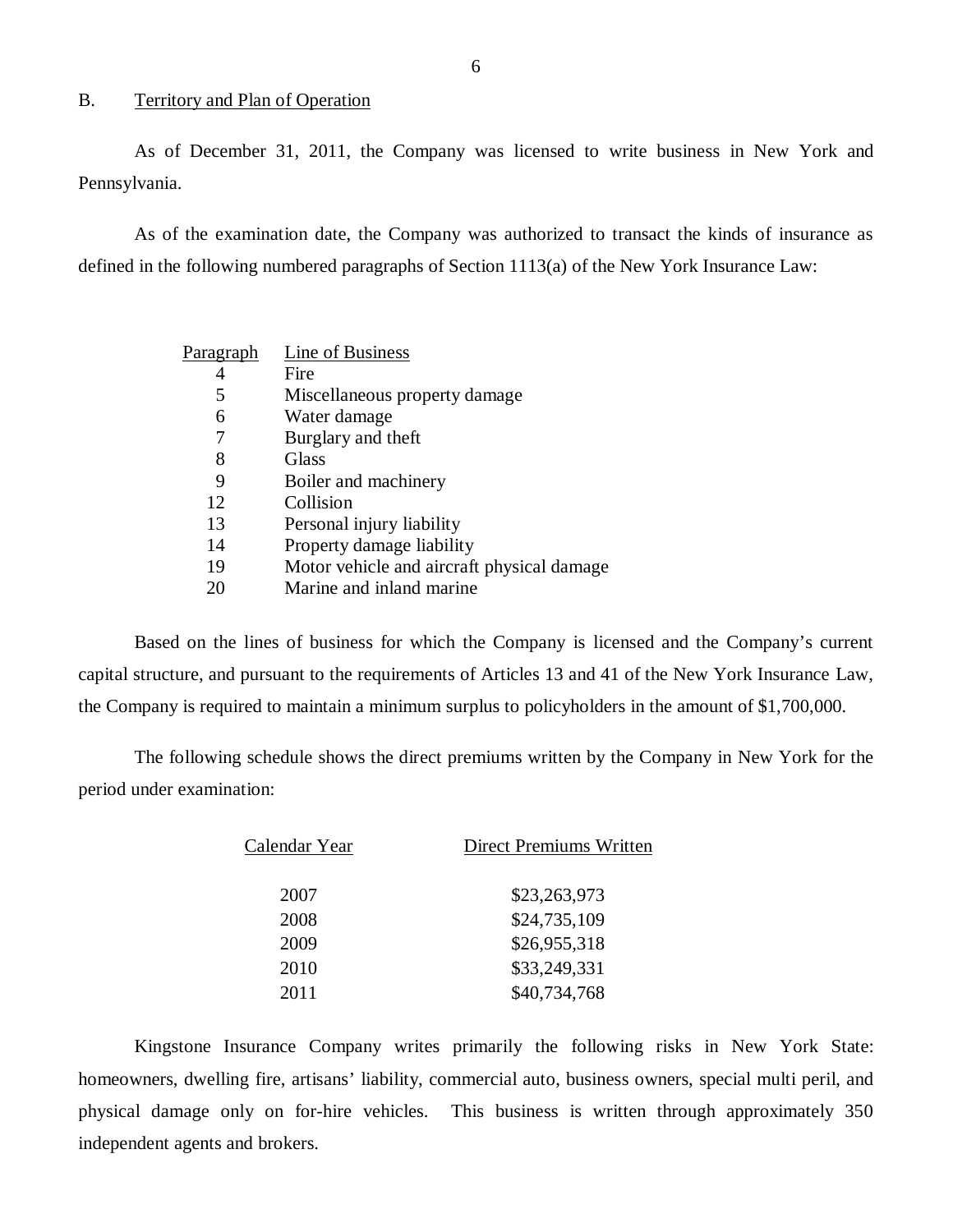## B. Territory and Plan of Operation

As of December 31, 2011, the Company was licensed to write business in New York and Pennsylvania.

As of the examination date, the Company was authorized to transact the kinds of insurance as defined in the following numbered paragraphs of Section 1113(a) of the New York Insurance Law:

| Paragraph | Line of Business |
|---|---|
| 4 | Fire |
| 5 | Miscellaneous property damage |
| 6 | Water damage |
| 7 | Burglary and theft |
| 8 | Glass |
| 9 | Boiler and machinery |
| 12 | Collision |
| 13 | Personal injury liability |
| 14 | Property damage liability |
| 19 | Motor vehicle and aircraft physical damage |
| 20 | Marine and inland marine |

Based on the lines of business for which the Company is licensed and the Company's current capital structure, and pursuant to the requirements of Articles 13 and 41 of the New York Insurance Law, the Company is required to maintain a minimum surplus to policyholders in the amount of $1,700,000.

The following schedule shows the direct premiums written by the Company in New York for the period under examination:

| Calendar Year | Direct Premiums Written |
|---|---|
| 2007 | $23,263,973 |
| 2008 | $24,735,109 |
| 2009 | $26,955,318 |
| 2010 | $33,249,331 |
| 2011 | $40,734,768 |

Kingstone Insurance Company writes primarily the following risks in New York State: homeowners, dwelling fire, artisans' liability, commercial auto, business owners, special multi peril, and physical damage only on for-hire vehicles. This business is written through approximately 350 independent agents and brokers.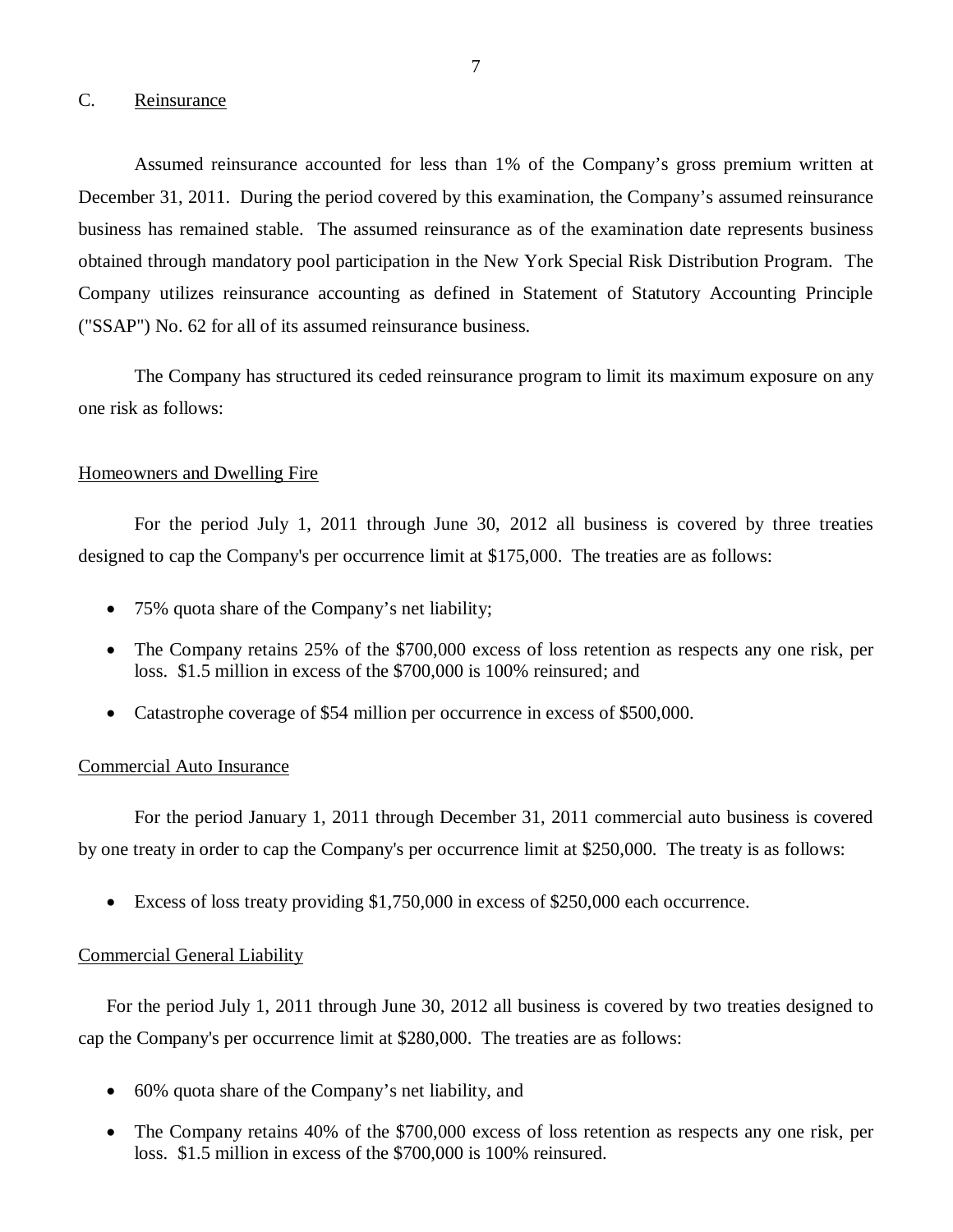## C. Reinsurance

Assumed reinsurance accounted for less than 1% of the Company's gross premium written at December 31, 2011. During the period covered by this examination, the Company's assumed reinsurance business has remained stable. The assumed reinsurance as of the examination date represents business obtained through mandatory pool participation in the New York Special Risk Distribution Program. The Company utilizes reinsurance accounting as defined in Statement of Statutory Accounting Principle ("SSAP") No. 62 for all of its assumed reinsurance business.

The Company has structured its ceded reinsurance program to limit its maximum exposure on any one risk as follows:

### Homeowners and Dwelling Fire

For the period July 1, 2011 through June 30, 2012 all business is covered by three treaties designed to cap the Company's per occurrence limit at $175,000. The treaties are as follows:

- 75% quota share of the Company's net liability;
- The Company retains 25% of the $700,000 excess of loss retention as respects any one risk, per loss. $1.5 million in excess of the $700,000 is 100% reinsured; and
- Catastrophe coverage of $54 million per occurrence in excess of $500,000.

### Commercial Auto Insurance

For the period January 1, 2011 through December 31, 2011 commercial auto business is covered by one treaty in order to cap the Company's per occurrence limit at $250,000. The treaty is as follows:

- Excess of loss treaty providing $1,750,000 in excess of $250,000 each occurrence.

### Commercial General Liability

For the period July 1, 2011 through June 30, 2012 all business is covered by two treaties designed to cap the Company's per occurrence limit at $280,000. The treaties are as follows:

- 60% quota share of the Company's net liability, and
- The Company retains 40% of the $700,000 excess of loss retention as respects any one risk, per loss. $1.5 million in excess of the $700,000 is 100% reinsured.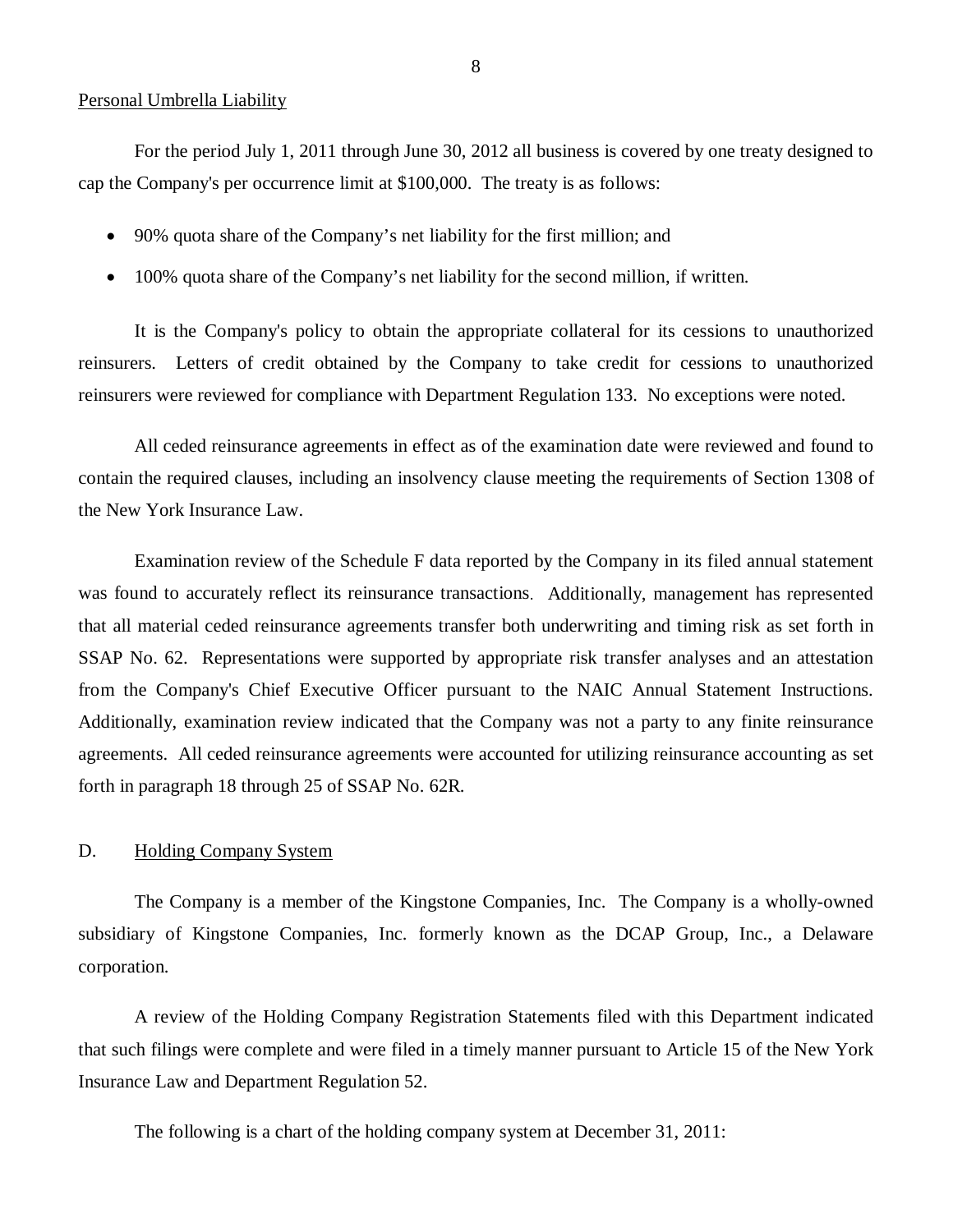Personal Umbrella Liability

For the period July 1, 2011 through June 30, 2012 all business is covered by one treaty designed to cap the Company's per occurrence limit at $100,000. The treaty is as follows:

- 90% quota share of the Company's net liability for the first million; and
- 100% quota share of the Company's net liability for the second million, if written.

It is the Company's policy to obtain the appropriate collateral for its cessions to unauthorized reinsurers. Letters of credit obtained by the Company to take credit for cessions to unauthorized reinsurers were reviewed for compliance with Department Regulation 133. No exceptions were noted.

All ceded reinsurance agreements in effect as of the examination date were reviewed and found to contain the required clauses, including an insolvency clause meeting the requirements of Section 1308 of the New York Insurance Law.

Examination review of the Schedule F data reported by the Company in its filed annual statement was found to accurately reflect its reinsurance transactions. Additionally, management has represented that all material ceded reinsurance agreements transfer both underwriting and timing risk as set forth in SSAP No. 62. Representations were supported by appropriate risk transfer analyses and an attestation from the Company's Chief Executive Officer pursuant to the NAIC Annual Statement Instructions. Additionally, examination review indicated that the Company was not a party to any finite reinsurance agreements. All ceded reinsurance agreements were accounted for utilizing reinsurance accounting as set forth in paragraph 18 through 25 of SSAP No. 62R.

## D. Holding Company System

The Company is a member of the Kingstone Companies, Inc. The Company is a wholly-owned subsidiary of Kingstone Companies, Inc. formerly known as the DCAP Group, Inc., a Delaware corporation.

A review of the Holding Company Registration Statements filed with this Department indicated that such filings were complete and were filed in a timely manner pursuant to Article 15 of the New York Insurance Law and Department Regulation 52.

The following is a chart of the holding company system at December 31, 2011: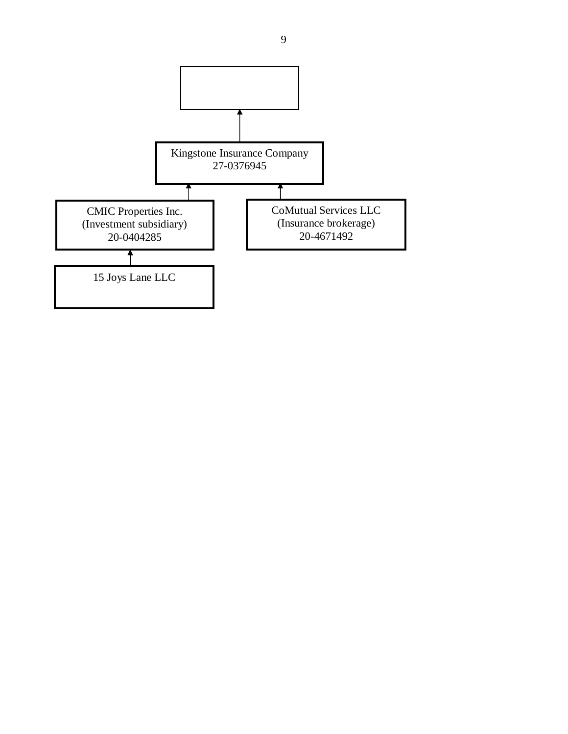Kingstone Insurance Company
27-0376945

CMIC Properties Inc.
(Investment subsidiary)
20-0404285

CoMutual Services LLC
(Insurance brokerage)
20-4671492

15 Joys Lane LLC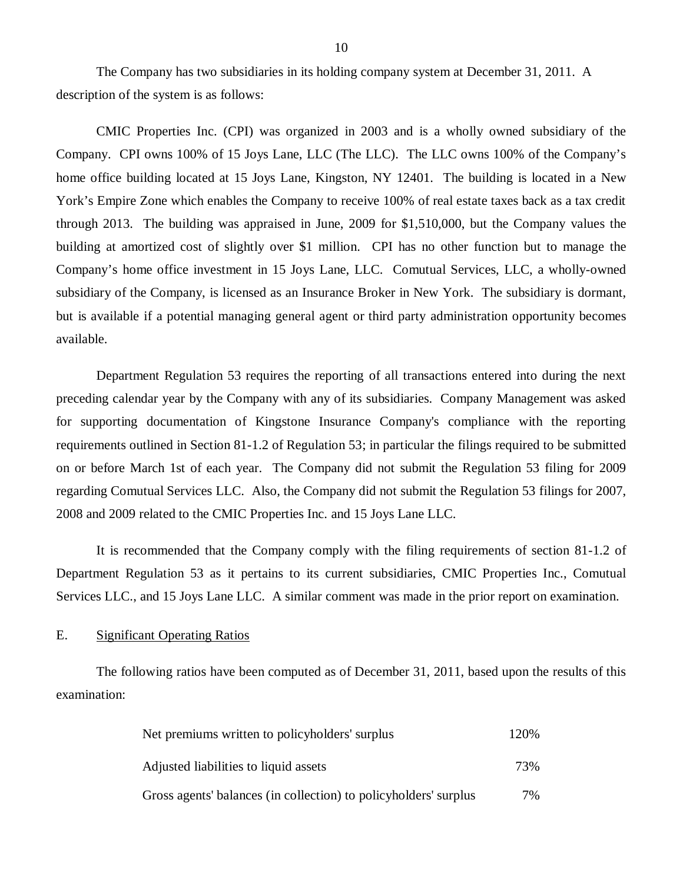The Company has two subsidiaries in its holding company system at December 31, 2011. A description of the system is as follows:

CMIC Properties Inc. (CPI) was organized in 2003 and is a wholly owned subsidiary of the Company. CPI owns 100% of 15 Joys Lane, LLC (The LLC). The LLC owns 100% of the Company's home office building located at 15 Joys Lane, Kingston, NY 12401. The building is located in a New York's Empire Zone which enables the Company to receive 100% of real estate taxes back as a tax credit through 2013. The building was appraised in June, 2009 for $1,510,000, but the Company values the building at amortized cost of slightly over $1 million. CPI has no other function but to manage the Company's home office investment in 15 Joys Lane, LLC. Comutual Services, LLC, a wholly-owned subsidiary of the Company, is licensed as an Insurance Broker in New York. The subsidiary is dormant, but is available if a potential managing general agent or third party administration opportunity becomes available.

Department Regulation 53 requires the reporting of all transactions entered into during the next preceding calendar year by the Company with any of its subsidiaries. Company Management was asked for supporting documentation of Kingstone Insurance Company's compliance with the reporting requirements outlined in Section 81-1.2 of Regulation 53; in particular the filings required to be submitted on or before March 1st of each year. The Company did not submit the Regulation 53 filing for 2009 regarding Comutual Services LLC. Also, the Company did not submit the Regulation 53 filings for 2007, 2008 and 2009 related to the CMIC Properties Inc. and 15 Joys Lane LLC.

It is recommended that the Company comply with the filing requirements of section 81-1.2 of Department Regulation 53 as it pertains to its current subsidiaries, CMIC Properties Inc., Comutual Services LLC., and 15 Joys Lane LLC. A similar comment was made in the prior report on examination.

E. Significant Operating Ratios

The following ratios have been computed as of December 31, 2011, based upon the results of this examination:

| | |
|---|---|
| Net premiums written to policyholders' surplus | 120% |
| Adjusted liabilities to liquid assets | 73% |
| Gross agents' balances (in collection) to policyholders' surplus | 7% |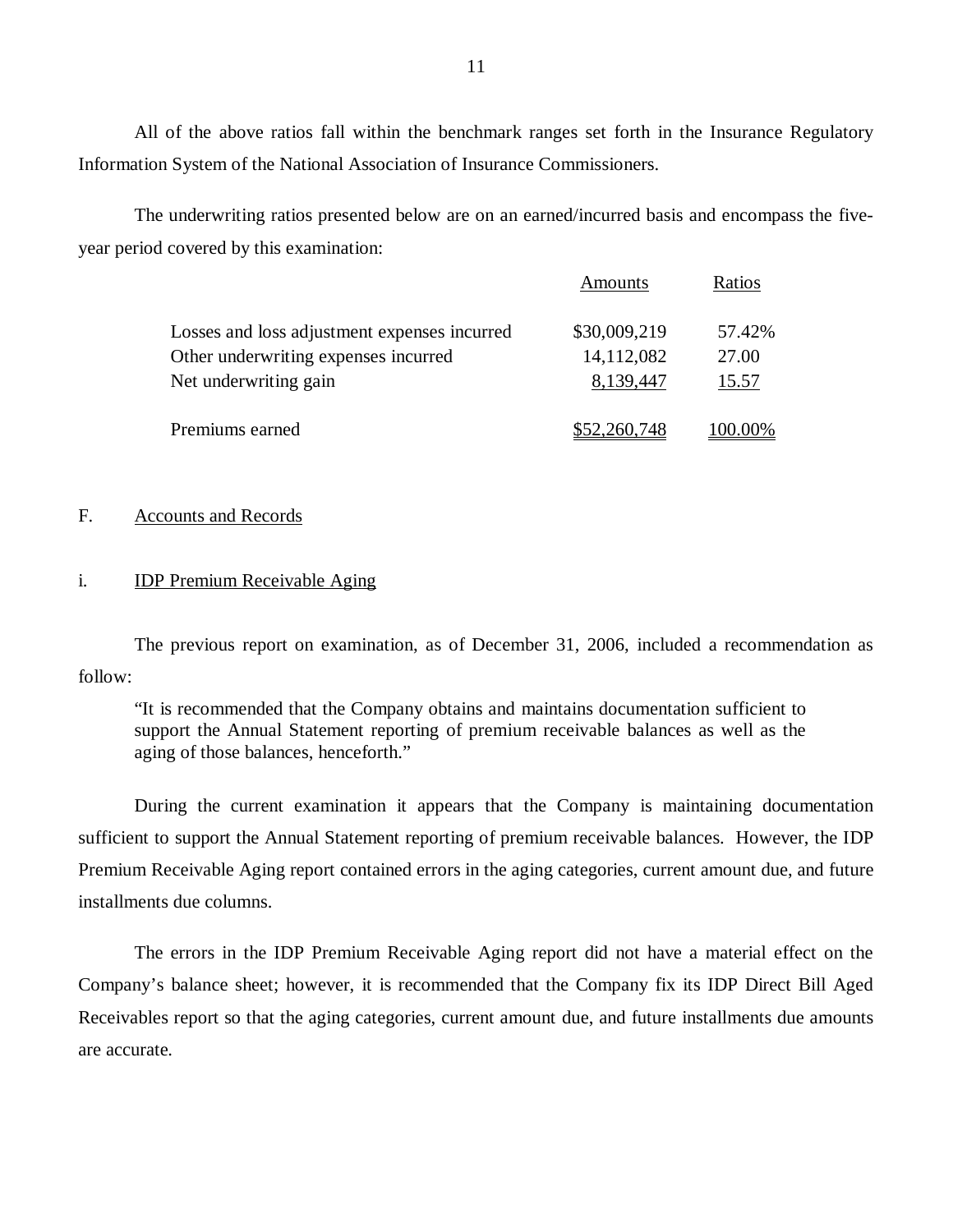All of the above ratios fall within the benchmark ranges set forth in the Insurance Regulatory Information System of the National Association of Insurance Commissioners.

The underwriting ratios presented below are on an earned/incurred basis and encompass the five-year period covered by this examination:

| | Amounts | Ratios |
|---|---|---|
| Losses and loss adjustment expenses incurred | $30,009,219 | 57.42% |
| Other underwriting expenses incurred | 14,112,082 | 27.00 |
| Net underwriting gain | 8,139,447 | 15.57 |
| Premiums earned | $52,260,748 | 100.00% |

## F. Accounts and Records

### i. IDP Premium Receivable Aging

The previous report on examination, as of December 31, 2006, included a recommendation as follow:

> "It is recommended that the Company obtains and maintains documentation sufficient to support the Annual Statement reporting of premium receivable balances as well as the aging of those balances, henceforth."

During the current examination it appears that the Company is maintaining documentation sufficient to support the Annual Statement reporting of premium receivable balances. However, the IDP Premium Receivable Aging report contained errors in the aging categories, current amount due, and future installments due columns.

The errors in the IDP Premium Receivable Aging report did not have a material effect on the Company's balance sheet; however, it is recommended that the Company fix its IDP Direct Bill Aged Receivables report so that the aging categories, current amount due, and future installments due amounts are accurate.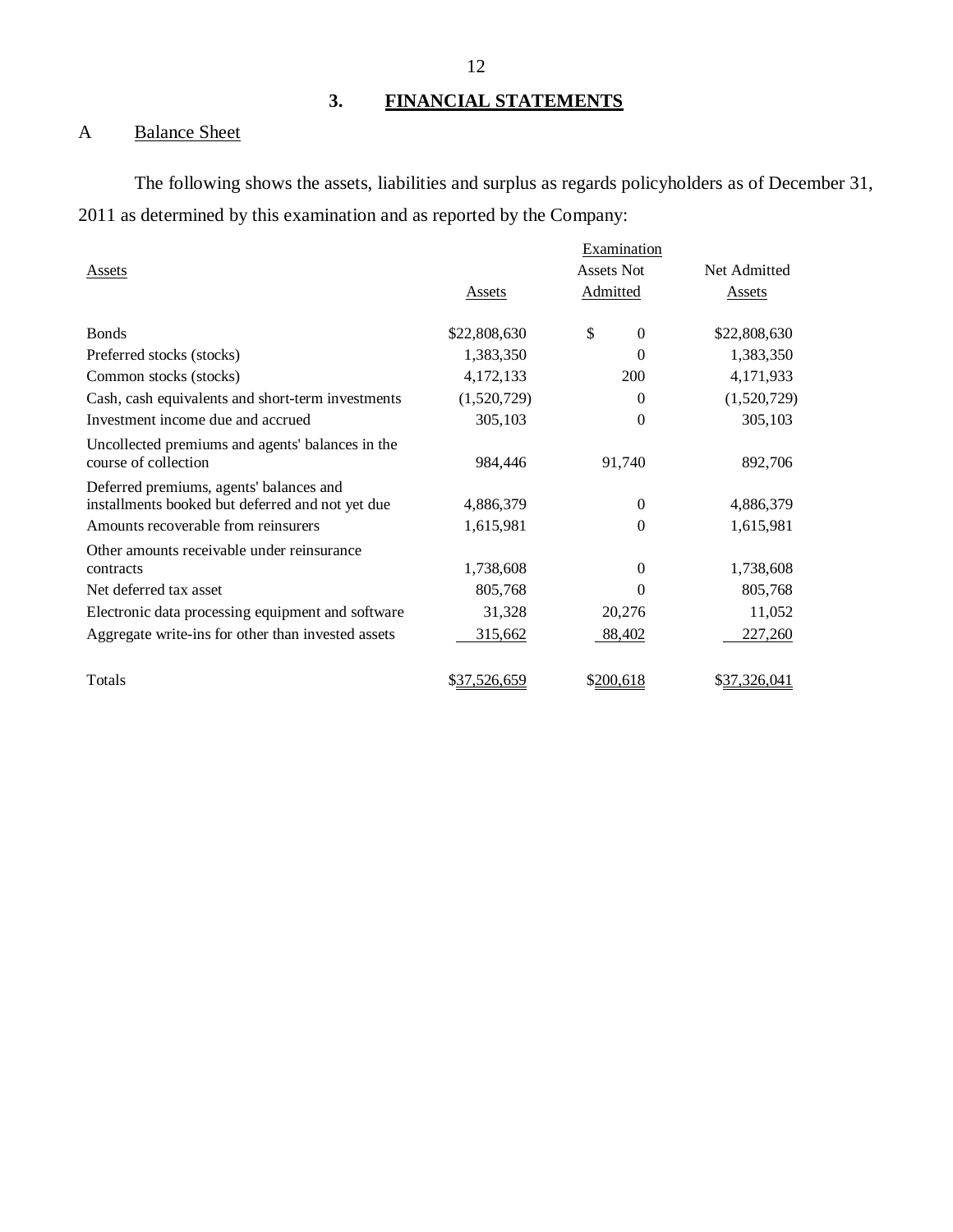## 3. FINANCIAL STATEMENTS

### A Balance Sheet

The following shows the assets, liabilities and surplus as regards policyholders as of December 31, 2011 as determined by this examination and as reported by the Company:

| Assets | Assets | Examination Assets Not Admitted | Net Admitted Assets |
|---|---|---|---|
| Bonds | $22,808,630 | $ 0 | $22,808,630 |
| Preferred stocks (stocks) | 1,383,350 | 0 | 1,383,350 |
| Common stocks (stocks) | 4,172,133 | 200 | 4,171,933 |
| Cash, cash equivalents and short-term investments | (1,520,729) | 0 | (1,520,729) |
| Investment income due and accrued | 305,103 | 0 | 305,103 |
| Uncollected premiums and agents' balances in the course of collection | 984,446 | 91,740 | 892,706 |
| Deferred premiums, agents' balances and installments booked but deferred and not yet due | 4,886,379 | 0 | 4,886,379 |
| Amounts recoverable from reinsurers | 1,615,981 | 0 | 1,615,981 |
| Other amounts receivable under reinsurance contracts | 1,738,608 | 0 | 1,738,608 |
| Net deferred tax asset | 805,768 | 0 | 805,768 |
| Electronic data processing equipment and software | 31,328 | 20,276 | 11,052 |
| Aggregate write-ins for other than invested assets | 315,662 | 88,402 | 227,260 |
| Totals | $37,526,659 | $200,618 | $37,326,041 |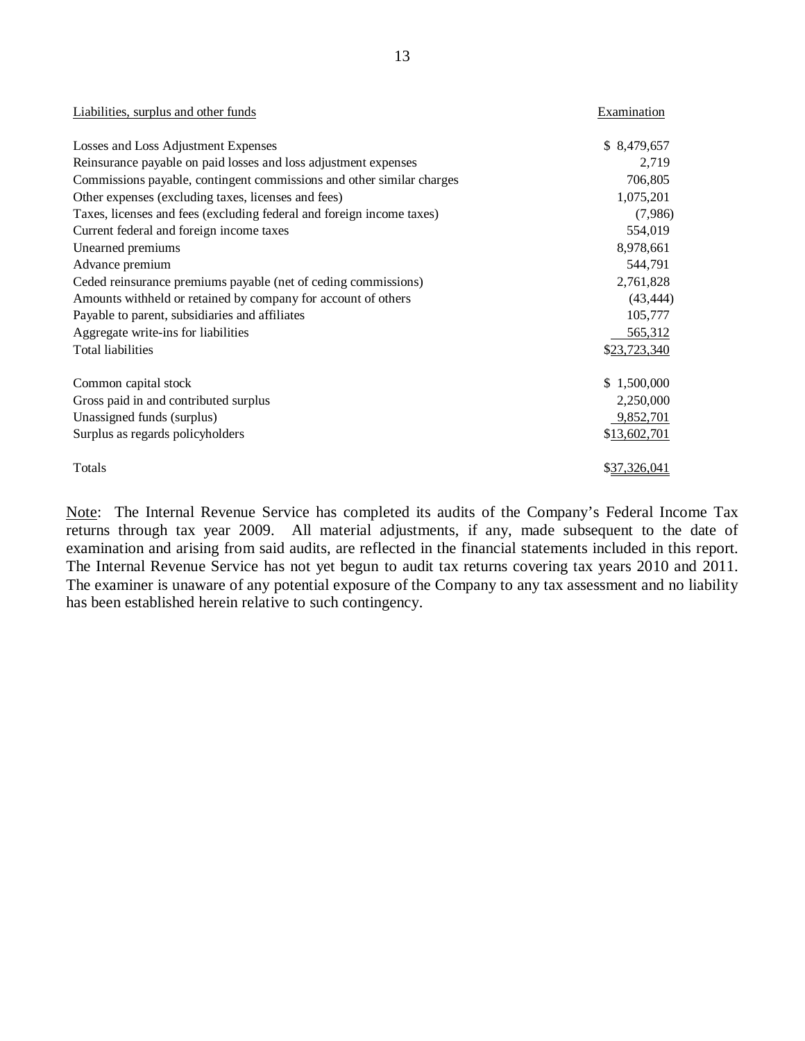| Liabilities, surplus and other funds | Examination |
|---|---|
| Losses and Loss Adjustment Expenses | $ 8,479,657 |
| Reinsurance payable on paid losses and loss adjustment expenses | 2,719 |
| Commissions payable, contingent commissions and other similar charges | 706,805 |
| Other expenses (excluding taxes, licenses and fees) | 1,075,201 |
| Taxes, licenses and fees (excluding federal and foreign income taxes) | (7,986) |
| Current federal and foreign income taxes | 554,019 |
| Unearned premiums | 8,978,661 |
| Advance premium | 544,791 |
| Ceded reinsurance premiums payable (net of ceding commissions) | 2,761,828 |
| Amounts withheld or retained by company for account of others | (43,444) |
| Payable to parent, subsidiaries and affiliates | 105,777 |
| Aggregate write-ins for liabilities | 565,312 |
| Total liabilities | $23,723,340 |
| | |
| Common capital stock | $ 1,500,000 |
| Gross paid in and contributed surplus | 2,250,000 |
| Unassigned funds (surplus) | 9,852,701 |
| Surplus as regards policyholders | $13,602,701 |
| | |
| Totals | $37,326,041 |

Note: The Internal Revenue Service has completed its audits of the Company's Federal Income Tax returns through tax year 2009. All material adjustments, if any, made subsequent to the date of examination and arising from said audits, are reflected in the financial statements included in this report. The Internal Revenue Service has not yet begun to audit tax returns covering tax years 2010 and 2011. The examiner is unaware of any potential exposure of the Company to any tax assessment and no liability has been established herein relative to such contingency.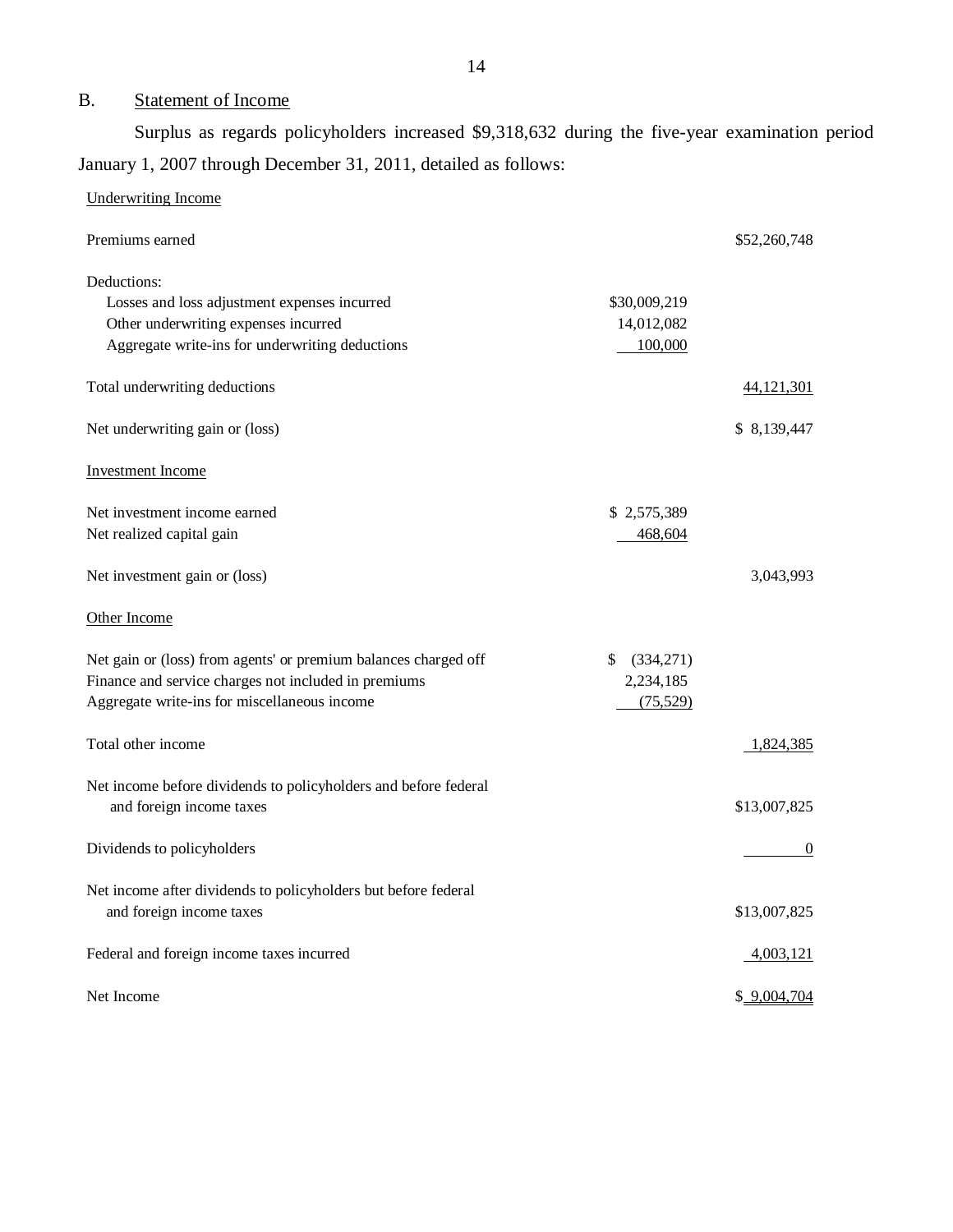## B. Statement of Income

Surplus as regards policyholders increased $9,318,632 during the five-year examination period January 1, 2007 through December 31, 2011, detailed as follows:

| | | |
|---|---|---|
| Underwriting Income | | |
| Premiums earned | | $52,260,748 |
| Deductions: | | |
| Losses and loss adjustment expenses incurred | $30,009,219 | |
| Other underwriting expenses incurred | 14,012,082 | |
| Aggregate write-ins for underwriting deductions | 100,000 | |
| Total underwriting deductions | | 44,121,301 |
| Net underwriting gain or (loss) | | $ 8,139,447 |
| Investment Income | | |
| Net investment income earned | $ 2,575,389 | |
| Net realized capital gain | 468,604 | |
| Net investment gain or (loss) | | 3,043,993 |
| Other Income | | |
| Net gain or (loss) from agents' or premium balances charged off | $ (334,271) | |
| Finance and service charges not included in premiums | 2,234,185 | |
| Aggregate write-ins for miscellaneous income | (75,529) | |
| Total other income | | 1,824,385 |
| Net income before dividends to policyholders and before federal and foreign income taxes | | $13,007,825 |
| Dividends to policyholders | | 0 |
| Net income after dividends to policyholders but before federal and foreign income taxes | | $13,007,825 |
| Federal and foreign income taxes incurred | | 4,003,121 |
| Net Income | | $ 9,004,704 |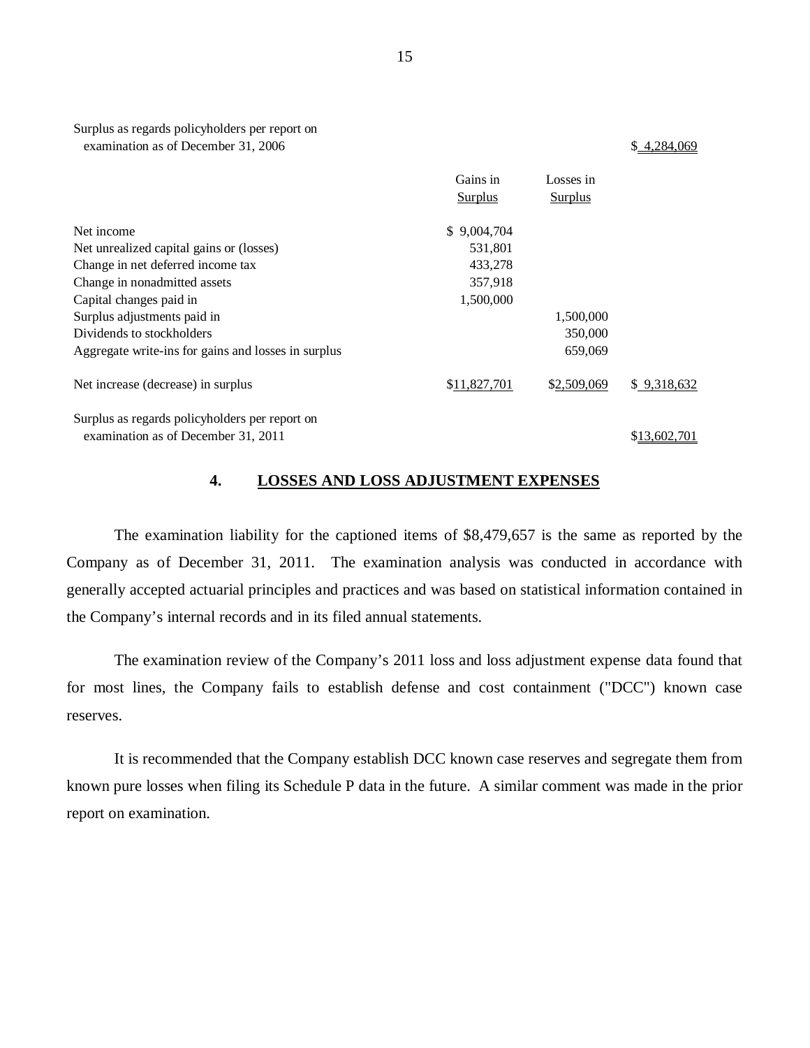| | Gains in Surplus | Losses in Surplus | |
|---|---|---|---|
| Surplus as regards policyholders per report on examination as of December 31, 2006 | | | $ 4,284,069 |
| Net income | $ 9,004,704 | | |
| Net unrealized capital gains or (losses) | 531,801 | | |
| Change in net deferred income tax | 433,278 | | |
| Change in nonadmitted assets | 357,918 | | |
| Capital changes paid in | 1,500,000 | | |
| Surplus adjustments paid in | | 1,500,000 | |
| Dividends to stockholders | | 350,000 | |
| Aggregate write-ins for gains and losses in surplus | | 659,069 | |
| Net increase (decrease) in surplus | $11,827,701 | $2,509,069 | $ 9,318,632 |
| Surplus as regards policyholders per report on examination as of December 31, 2011 | | | $13,602,701 |

## 4. LOSSES AND LOSS ADJUSTMENT EXPENSES

The examination liability for the captioned items of $8,479,657 is the same as reported by the Company as of December 31, 2011. The examination analysis was conducted in accordance with generally accepted actuarial principles and practices and was based on statistical information contained in the Company's internal records and in its filed annual statements.

The examination review of the Company's 2011 loss and loss adjustment expense data found that for most lines, the Company fails to establish defense and cost containment ("DCC") known case reserves.

It is recommended that the Company establish DCC known case reserves and segregate them from known pure losses when filing its Schedule P data in the future. A similar comment was made in the prior report on examination.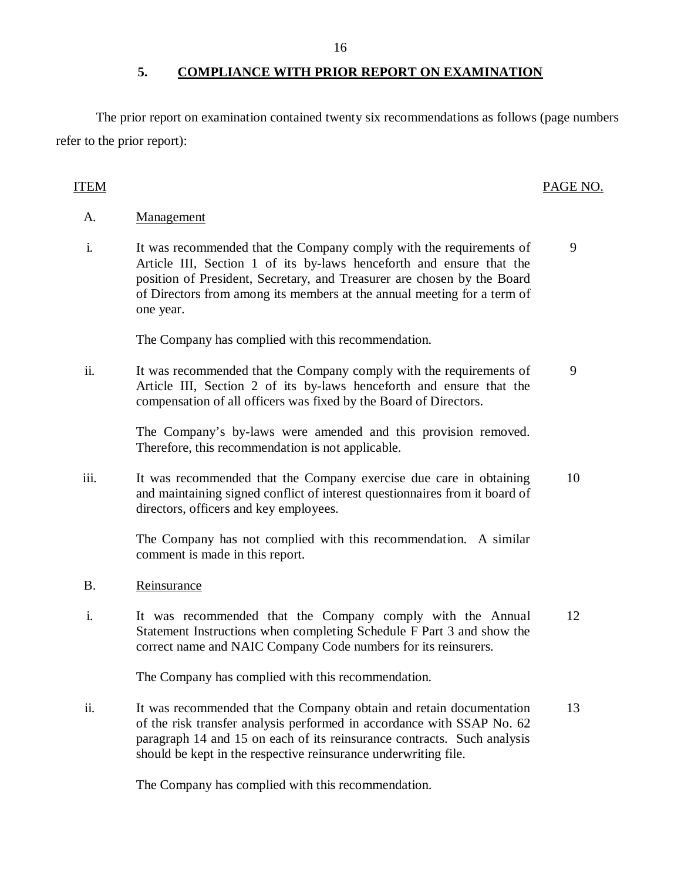## 5. COMPLIANCE WITH PRIOR REPORT ON EXAMINATION

The prior report on examination contained twenty six recommendations as follows (page numbers refer to the prior report):

| ITEM | | PAGE NO. |
|---|---|---|
| A. | Management | |
| i. | It was recommended that the Company comply with the requirements of Article III, Section 1 of its by-laws henceforth and ensure that the position of President, Secretary, and Treasurer are chosen by the Board of Directors from among its members at the annual meeting for a term of one year.<br><br>The Company has complied with this recommendation. | 9 |
| ii. | It was recommended that the Company comply with the requirements of Article III, Section 2 of its by-laws henceforth and ensure that the compensation of all officers was fixed by the Board of Directors.<br><br>The Company's by-laws were amended and this provision removed. Therefore, this recommendation is not applicable. | 9 |
| iii. | It was recommended that the Company exercise due care in obtaining and maintaining signed conflict of interest questionnaires from it board of directors, officers and key employees.<br><br>The Company has not complied with this recommendation. A similar comment is made in this report. | 10 |
| B. | Reinsurance | |
| i. | It was recommended that the Company comply with the Annual Statement Instructions when completing Schedule F Part 3 and show the correct name and NAIC Company Code numbers for its reinsurers.<br><br>The Company has complied with this recommendation. | 12 |
| ii. | It was recommended that the Company obtain and retain documentation of the risk transfer analysis performed in accordance with SSAP No. 62 paragraph 14 and 15 on each of its reinsurance contracts. Such analysis should be kept in the respective reinsurance underwriting file.<br><br>The Company has complied with this recommendation. | 13 |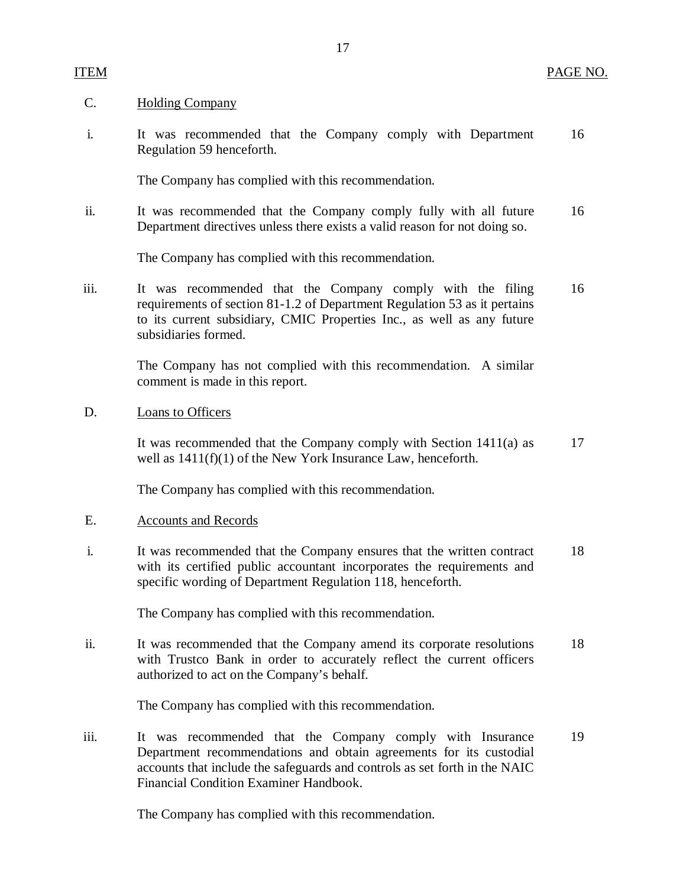| ITEM | | PAGE NO. |
|---|---|---|
| C. | Holding Company | |
| i. | It was recommended that the Company comply with Department Regulation 59 henceforth.<br><br>The Company has complied with this recommendation. | 16 |
| ii. | It was recommended that the Company comply fully with all future Department directives unless there exists a valid reason for not doing so.<br><br>The Company has complied with this recommendation. | 16 |
| iii. | It was recommended that the Company comply with the filing requirements of section 81-1.2 of Department Regulation 53 as it pertains to its current subsidiary, CMIC Properties Inc., as well as any future subsidiaries formed.<br><br>The Company has not complied with this recommendation. A similar comment is made in this report. | 16 |
| D. | Loans to Officers | |
| | It was recommended that the Company comply with Section 1411(a) as well as 1411(f)(1) of the New York Insurance Law, henceforth.<br><br>The Company has complied with this recommendation. | 17 |
| E. | Accounts and Records | |
| i. | It was recommended that the Company ensures that the written contract with its certified public accountant incorporates the requirements and specific wording of Department Regulation 118, henceforth.<br><br>The Company has complied with this recommendation. | 18 |
| ii. | It was recommended that the Company amend its corporate resolutions with Trustco Bank in order to accurately reflect the current officers authorized to act on the Company's behalf.<br><br>The Company has complied with this recommendation. | 18 |
| iii. | It was recommended that the Company comply with Insurance Department recommendations and obtain agreements for its custodial accounts that include the safeguards and controls as set forth in the NAIC Financial Condition Examiner Handbook.<br><br>The Company has complied with this recommendation. | 19 |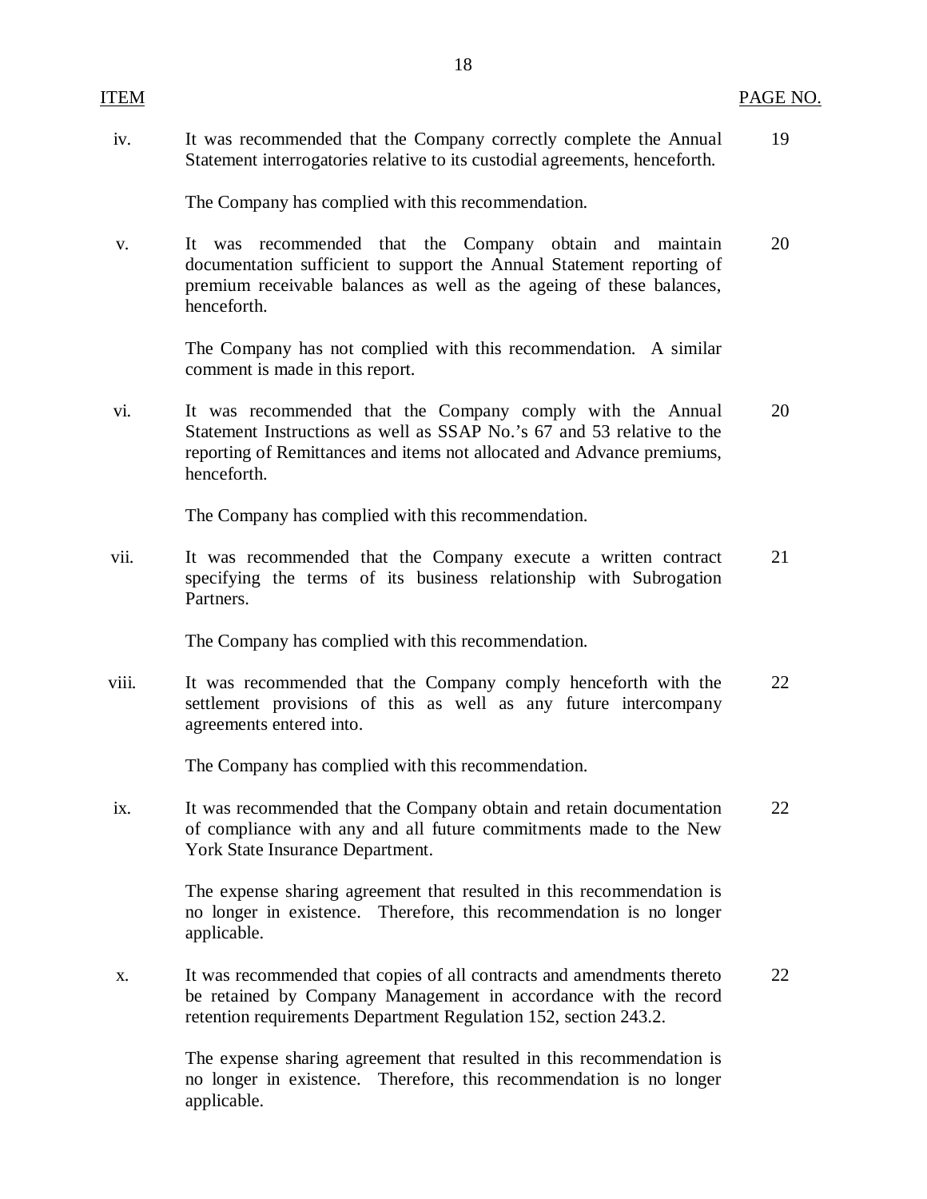| ITEM | | PAGE NO. |
|---|---|---|
| iv. | It was recommended that the Company correctly complete the Annual Statement interrogatories relative to its custodial agreements, henceforth.<br><br>The Company has complied with this recommendation. | 19 |
| v. | It was recommended that the Company obtain and maintain documentation sufficient to support the Annual Statement reporting of premium receivable balances as well as the ageing of these balances, henceforth.<br><br>The Company has not complied with this recommendation. A similar comment is made in this report. | 20 |
| vi. | It was recommended that the Company comply with the Annual Statement Instructions as well as SSAP No.'s 67 and 53 relative to the reporting of Remittances and items not allocated and Advance premiums, henceforth.<br><br>The Company has complied with this recommendation. | 20 |
| vii. | It was recommended that the Company execute a written contract specifying the terms of its business relationship with Subrogation Partners.<br><br>The Company has complied with this recommendation. | 21 |
| viii. | It was recommended that the Company comply henceforth with the settlement provisions of this as well as any future intercompany agreements entered into.<br><br>The Company has complied with this recommendation. | 22 |
| ix. | It was recommended that the Company obtain and retain documentation of compliance with any and all future commitments made to the New York State Insurance Department.<br><br>The expense sharing agreement that resulted in this recommendation is no longer in existence. Therefore, this recommendation is no longer applicable. | 22 |
| x. | It was recommended that copies of all contracts and amendments thereto be retained by Company Management in accordance with the record retention requirements Department Regulation 152, section 243.2.<br><br>The expense sharing agreement that resulted in this recommendation is no longer in existence. Therefore, this recommendation is no longer applicable. | 22 |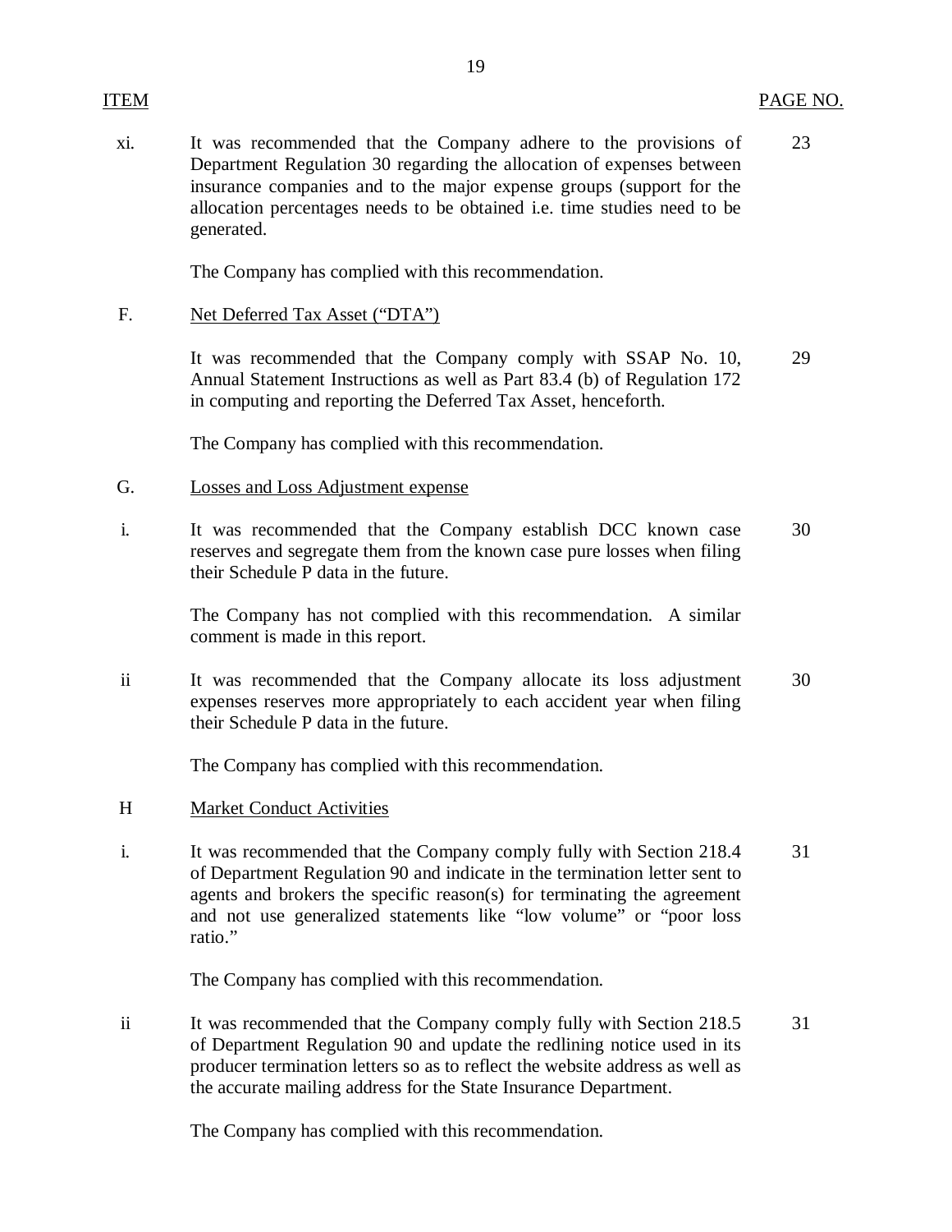| ITEM | | PAGE NO. |
|---|---|---|
| xi. | It was recommended that the Company adhere to the provisions of Department Regulation 30 regarding the allocation of expenses between insurance companies and to the major expense groups (support for the allocation percentages needs to be obtained i.e. time studies need to be generated. | 23 |
| | The Company has complied with this recommendation. | |
| F. | Net Deferred Tax Asset ("DTA") | |
| | It was recommended that the Company comply with SSAP No. 10, Annual Statement Instructions as well as Part 83.4 (b) of Regulation 172 in computing and reporting the Deferred Tax Asset, henceforth. | 29 |
| | The Company has complied with this recommendation. | |
| G. | Losses and Loss Adjustment expense | |
| i. | It was recommended that the Company establish DCC known case reserves and segregate them from the known case pure losses when filing their Schedule P data in the future. | 30 |
| | The Company has not complied with this recommendation. A similar comment is made in this report. | |
| ii | It was recommended that the Company allocate its loss adjustment expenses reserves more appropriately to each accident year when filing their Schedule P data in the future. | 30 |
| | The Company has complied with this recommendation. | |
| H | Market Conduct Activities | |
| i. | It was recommended that the Company comply fully with Section 218.4 of Department Regulation 90 and indicate in the termination letter sent to agents and brokers the specific reason(s) for terminating the agreement and not use generalized statements like "low volume" or "poor loss ratio." | 31 |
| | The Company has complied with this recommendation. | |
| ii | It was recommended that the Company comply fully with Section 218.5 of Department Regulation 90 and update the redlining notice used in its producer termination letters so as to reflect the website address as well as the accurate mailing address for the State Insurance Department. | 31 |
| | The Company has complied with this recommendation. | |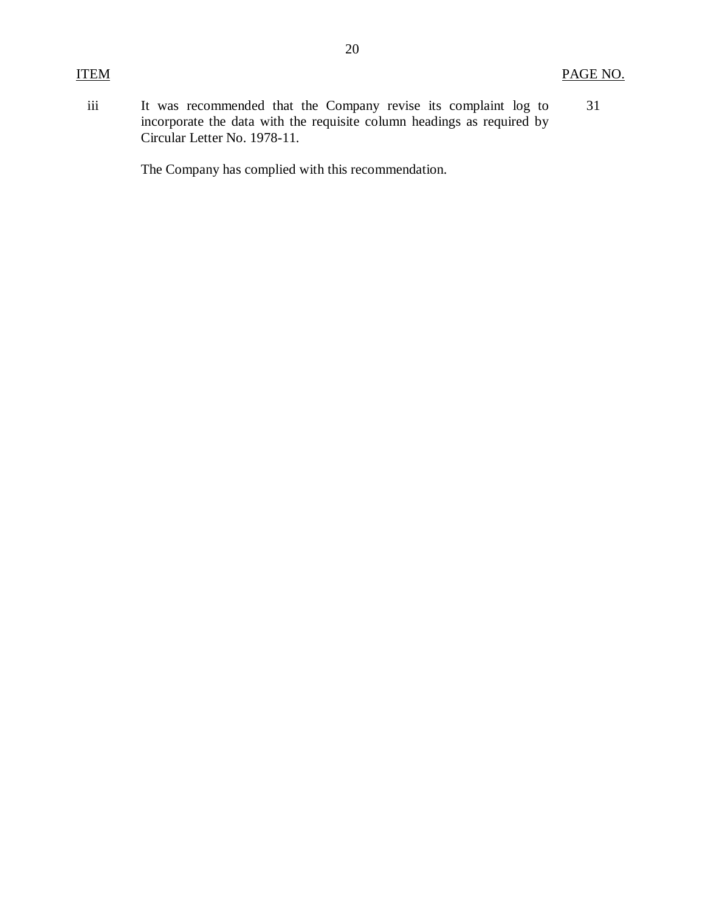| ITEM | | PAGE NO. |
|---|---|---|
| iii | It was recommended that the Company revise its complaint log to incorporate the data with the requisite column headings as required by Circular Letter No. 1978-11.<br><br>The Company has complied with this recommendation. | 31 |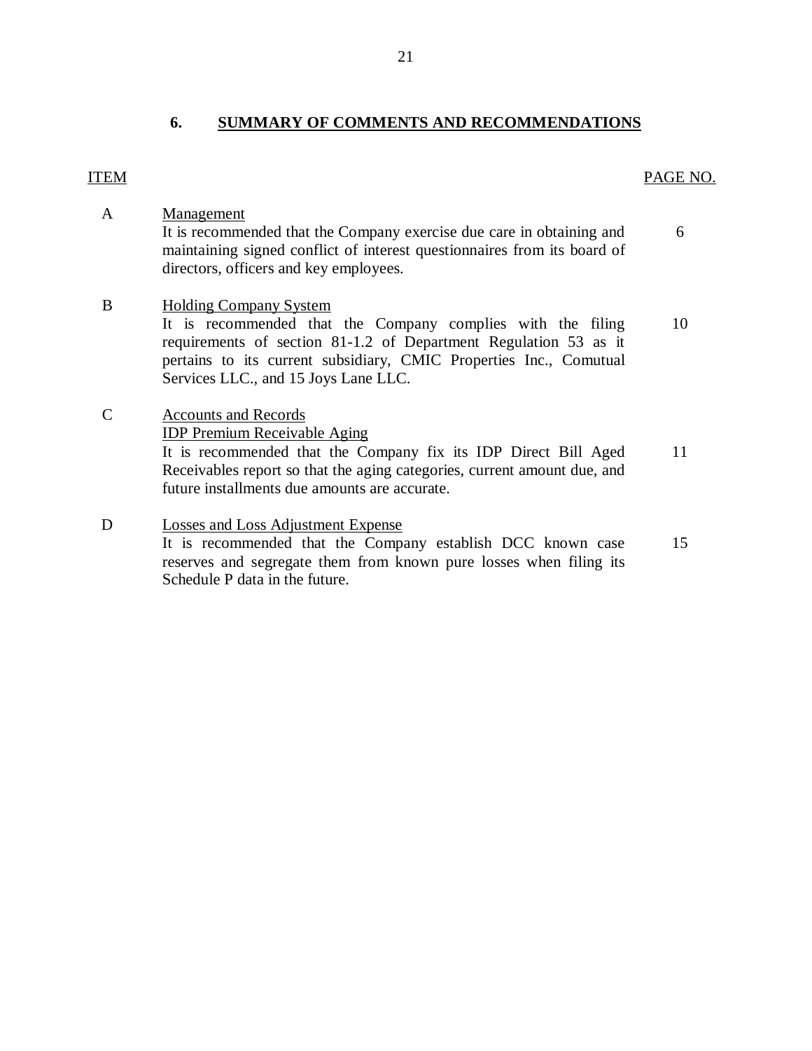## 6. SUMMARY OF COMMENTS AND RECOMMENDATIONS

| ITEM | | PAGE NO. |
|---|---|---|
| A | Management<br>It is recommended that the Company exercise due care in obtaining and maintaining signed conflict of interest questionnaires from its board of directors, officers and key employees. | 6 |
| B | Holding Company System<br>It is recommended that the Company complies with the filing requirements of section 81-1.2 of Department Regulation 53 as it pertains to its current subsidiary, CMIC Properties Inc., Comutual Services LLC., and 15 Joys Lane LLC. | 10 |
| C | Accounts and Records<br>IDP Premium Receivable Aging<br>It is recommended that the Company fix its IDP Direct Bill Aged Receivables report so that the aging categories, current amount due, and future installments due amounts are accurate. | 11 |
| D | Losses and Loss Adjustment Expense<br>It is recommended that the Company establish DCC known case reserves and segregate them from known pure losses when filing its Schedule P data in the future. | 15 |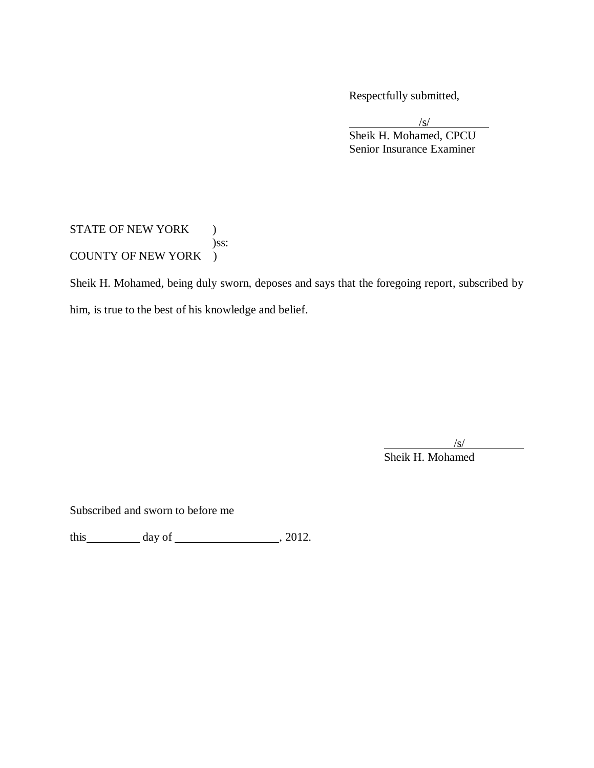Respectfully submitted,

/s/
Sheik H. Mohamed, CPCU
Senior Insurance Examiner

STATE OF NEW YORK )
)ss:
COUNTY OF NEW YORK )

Sheik H. Mohamed, being duly sworn, deposes and says that the foregoing report, subscribed by him, is true to the best of his knowledge and belief.

/s/
Sheik H. Mohamed

Subscribed and sworn to before me

this\_\_\_\_\_\_\_\_\_ day of \_\_\_\_\_\_\_\_\_\_\_\_\_\_\_\_\_, 2012.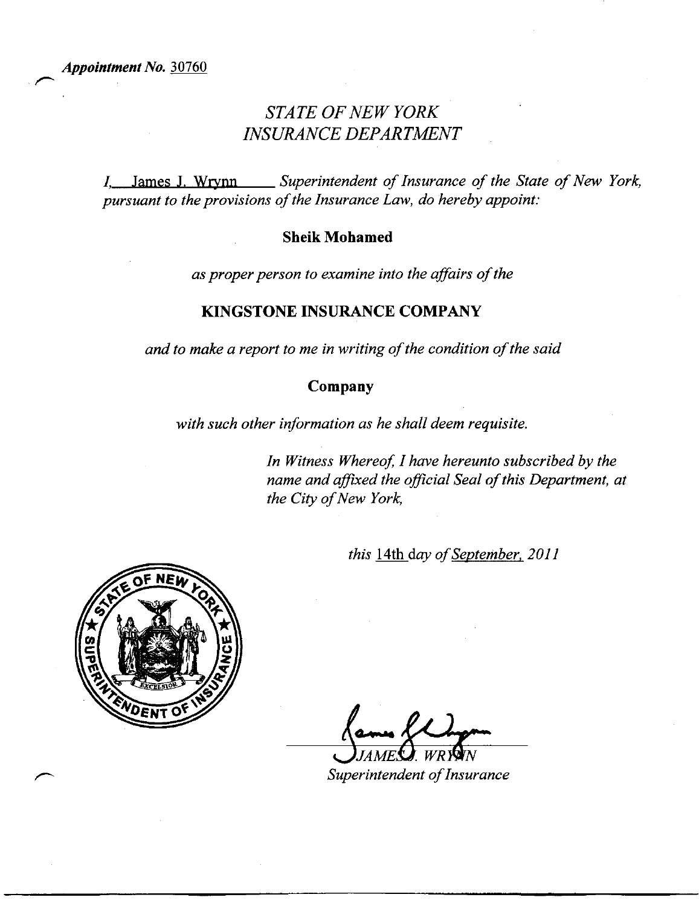***Appointment No.*** 30760

*STATE OF NEW YORK*
*INSURANCE DEPARTMENT*

*I,* James J. Wrynn *Superintendent of Insurance of the State of New York, pursuant to the provisions of the Insurance Law, do hereby appoint:*

**Sheik Mohamed**

*as proper person to examine into the affairs of the*

**KINGSTONE INSURANCE COMPANY**

*and to make a report to me in writing of the condition of the said*

**Company**

*with such other information as he shall deem requisite.*

*In Witness Whereof, I have hereunto subscribed by the name and affixed the official Seal of this Department, at the City of New York,*

*this* 14th *day of* *September, 2011*

*JAMES J. WRYNN*
*Superintendent of Insurance*